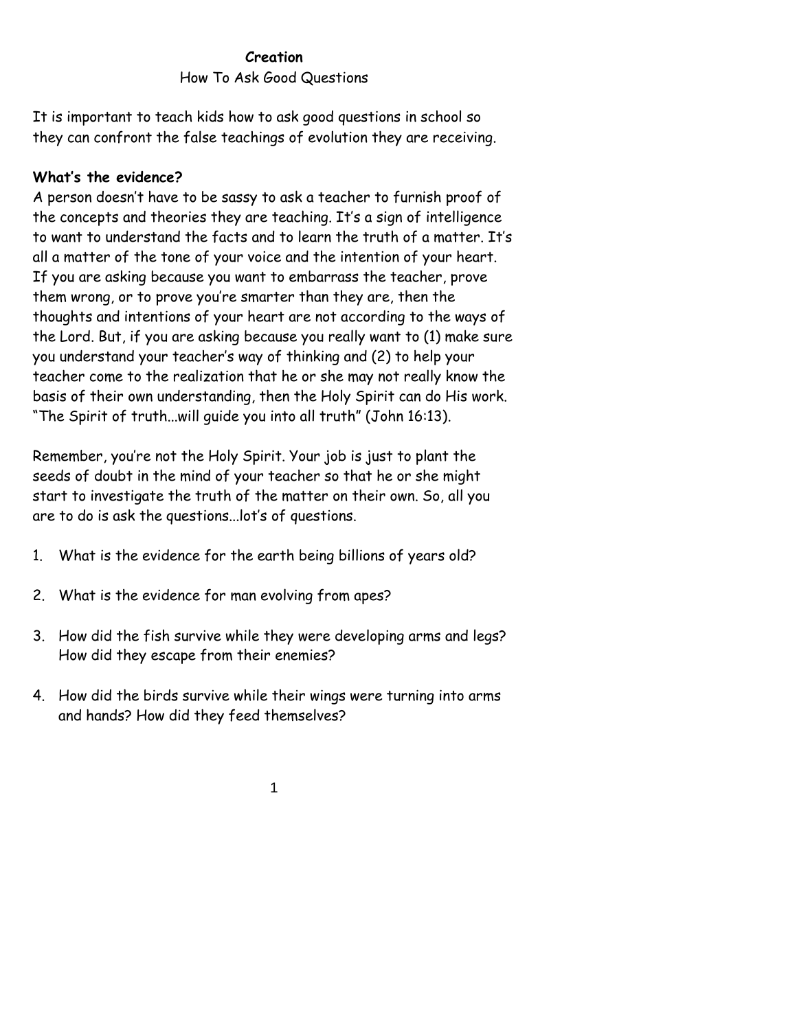# Creation

## How To Ask Good Questions

It is important to teach kids how to ask good questions in school so they can confront the false teachings of evolution they are receiving.

**What's the evidence?**

A person doesn't have to be sassy to ask a teacher to furnish proof of the concepts and theories they are teaching. It's a sign of intelligence to want to understand the facts and to learn the truth of a matter. It's all a matter of the tone of your voice and the intention of your heart. If you are asking because you want to embarrass the teacher, prove them wrong, or to prove you're smarter than they are, then the thoughts and intentions of your heart are not according to the ways of the Lord. But, if you are asking because you really want to (1) make sure you understand your teacher's way of thinking and (2) to help your teacher come to the realization that he or she may not really know the basis of their own understanding, then the Holy Spirit can do His work. "The Spirit of truth...will guide you into all truth" (John 16:13).

Remember, you're not the Holy Spirit. Your job is just to plant the seeds of doubt in the mind of your teacher so that he or she might start to investigate the truth of the matter on their own. So, all you are to do is ask the questions...lot's of questions.

1. What is the evidence for the earth being billions of years old?
2. What is the evidence for man evolving from apes?
3. How did the fish survive while they were developing arms and legs? How did they escape from their enemies?
4. How did the birds survive while their wings were turning into arms and hands? How did they feed themselves?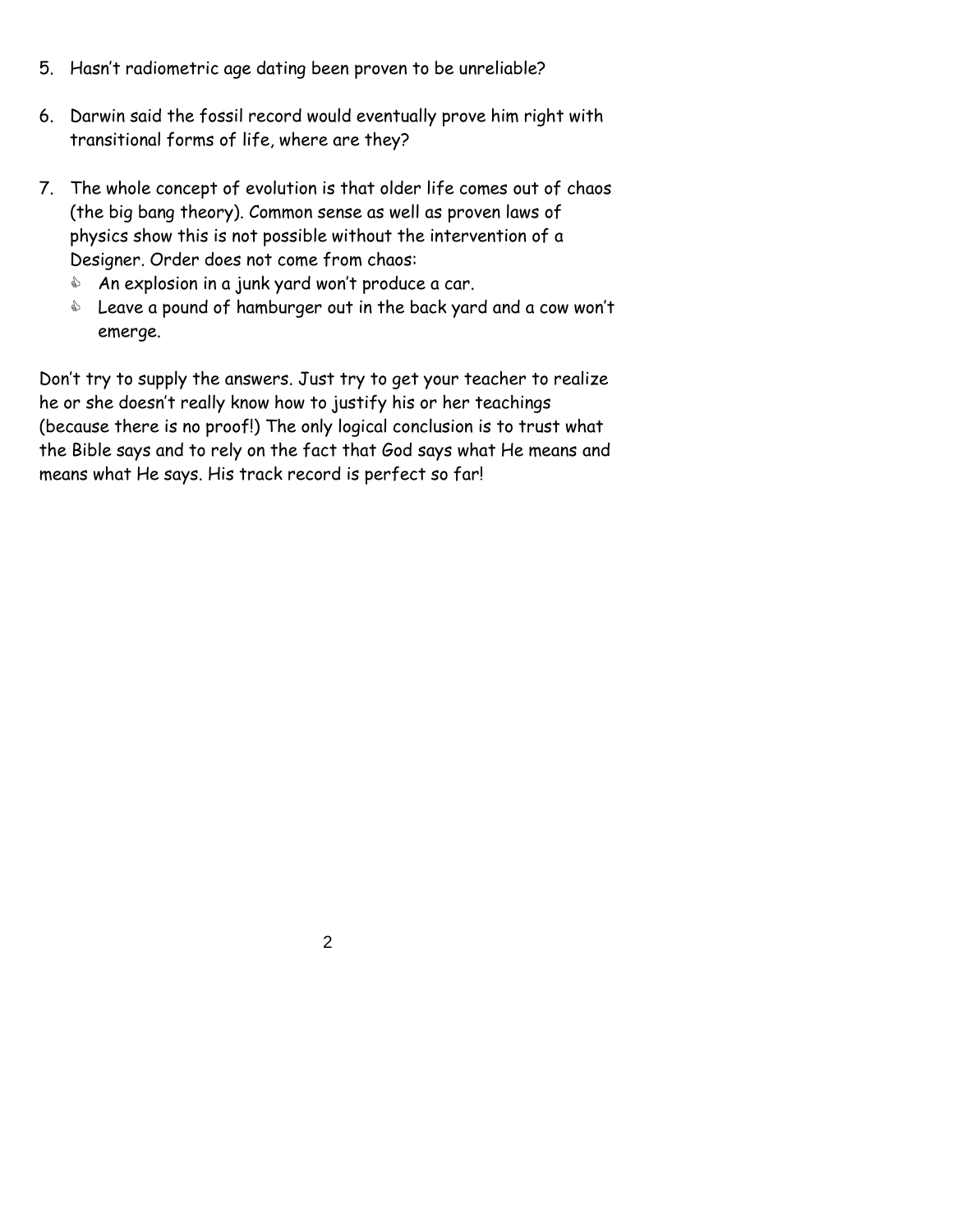5. Hasn't radiometric age dating been proven to be unreliable?

6. Darwin said the fossil record would eventually prove him right with transitional forms of life, where are they?

7. The whole concept of evolution is that older life comes out of chaos (the big bang theory). Common sense as well as proven laws of physics show this is not possible without the intervention of a Designer. Order does not come from chaos:
   - An explosion in a junk yard won't produce a car.
   - Leave a pound of hamburger out in the back yard and a cow won't emerge.

Don't try to supply the answers. Just try to get your teacher to realize he or she doesn't really know how to justify his or her teachings (because there is no proof!) The only logical conclusion is to trust what the Bible says and to rely on the fact that God says what He means and means what He says. His track record is perfect so far!